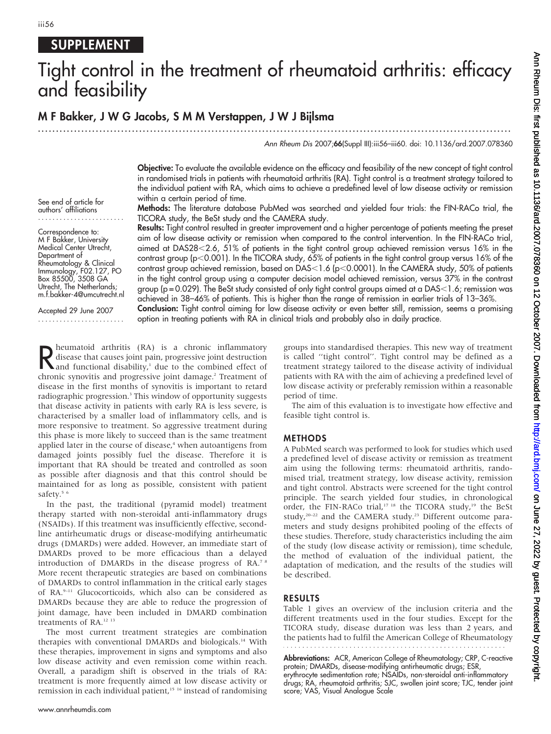# SUPPLEMENT

# Tight control in the treatment of rheumatoid arthritis: efficacy and feasibility

**M F Bakker, J W G Jacobs, S M M Verstappen, J W J Bijlsma**

*Ann Rheum Dis* 2007;**66**(Suppl III):iii56–iii60. doi: 10.1136/ard.2007.078360

See end of article for authors' affiliations

Correspondence to: M F Bakker, University Medical Center Utrecht, Department of Rheumatology & Clinical Immunology, F02.127, PO Box 85500, 3508 GA Utrecht, The Netherlands; m.f.bakker-4@umcutrecht.nl

Accepted 29 June 2007

**Objective:** To evaluate the available evidence on the efficacy and feasibility of the new concept of tight control in randomised trials in patients with rheumatoid arthritis (RA). Tight control is a treatment strategy tailored to the individual patient with RA, which aims to achieve a predefined level of low disease activity or remission within a certain period of time.

**Methods:** The literature database PubMed was searched and yielded four trials: the FIN-RACo trial, the TICORA study, the BeSt study and the CAMERA study.

**Results:** Tight control resulted in greater improvement and a higher percentage of patients meeting the preset aim of low disease activity or remission when compared to the control intervention. In the FIN-RACo trial, aimed at DAS28<2.6, 51% of patients in the tight control group achieved remission versus 16% in the contrast group ($p<0.001$). In the TICORA study, 65% of patients in the tight control group versus 16% of the contrast group achieved remission, based on DAS<1.6 ($p<0.0001$). In the CAMERA study, 50% of patients in the tight control group using a computer decision model achieved remission, versus 37% in the contrast group ($p=0.029$). The BeSt study consisted of only tight control groups aimed at a DAS<1.6; remission was achieved in 38–46% of patients. This is higher than the range of remission in earlier trials of 13–36%.

**Conclusion:** Tight control aiming for low disease activity or even better still, remission, seems a promising option in treating patients with RA in clinical trials and probably also in daily practice.

Rheumatoid arthritis (RA) is a chronic inflammatory disease that causes joint pain, progressive joint destruction and functional disability,[1] due to the combined effect of chronic synovitis and progressive joint damage.[2] Treatment of disease in the first months of synovitis is important to retard radiographic progression.[3] This window of opportunity suggests that disease activity in patients with early RA is less severe, is characterised by a smaller load of inflammatory cells, and is more responsive to treatment. So aggressive treatment during this phase is more likely to succeed than is the same treatment applied later in the course of disease,[4] when autoantigens from damaged joints possibly fuel the disease. Therefore it is important that RA should be treated and controlled as soon as possible after diagnosis and that this control should be maintained for as long as possible, consistent with patient safety.[5 6]

In the past, the traditional (pyramid model) treatment therapy started with non-steroidal anti-inflammatory drugs (NSAIDs). If this treatment was insufficiently effective, second-line antirheumatic drugs or disease-modifying antirheumatic drugs (DMARDs) were added. However, an immediate start of DMARDs proved to be more efficacious than a delayed introduction of DMARDs in the disease progress of RA.[7 8] More recent therapeutic strategies are based on combinations of DMARDs to control inflammation in the critical early stages of RA.[9–11] Glucocorticoids, which also can be considered as DMARDs because they are able to reduce the progression of joint damage, have been included in DMARD combination treatments of RA.[12 13]

The most current treatment strategies are combination therapies with conventional DMARDs and biologicals.[14] With these therapies, improvement in signs and symptoms and also low disease activity and even remission come within reach. Overall, a paradigm shift is observed in the trials of RA: treatment is more frequently aimed at low disease activity or remission in each individual patient,[15 16] instead of randomising groups into standardised therapies. This new way of treatment is called "tight control". Tight control may be defined as a treatment strategy tailored to the disease activity of individual patients with RA with the aim of achieving a predefined level of low disease activity or preferably remission within a reasonable period of time.

The aim of this evaluation is to investigate how effective and feasible tight control is.

## METHODS

A PubMed search was performed to look for studies which used a predefined level of disease activity or remission as treatment aim using the following terms: rheumatoid arthritis, randomised trial, treatment strategy, low disease activity, remission and tight control. Abstracts were screened for the tight control principle. The search yielded four studies, in chronological order, the FIN-RACo trial,[17 18] the TICORA study,[19] the BeSt study,[20–22] and the CAMERA study.[23] Different outcome parameters and study designs prohibited pooling of the effects of these studies. Therefore, study characteristics including the aim of the study (low disease activity or remission), time schedule, the method of evaluation of the individual patient, the adaptation of medication, and the results of the studies will be described.

## RESULTS

Table 1 gives an overview of the inclusion criteria and the different treatments used in the four studies. Except for the TICORA study, disease duration was less than 2 years, and the patients had to fulfil the American College of Rheumatology

**Abbreviations:** ACR, American College of Rheumatology; CRP, C-reactive protein; DMARDs, disease-modifying antirheumatic drugs; ESR, erythrocyte sedimentation rate; NSAIDs, non-steroidal anti-inflammatory drugs; RA, rheumatoid arthritis; SJC, swollen joint score; TJC, tender joint score; VAS, Visual Analogue Scale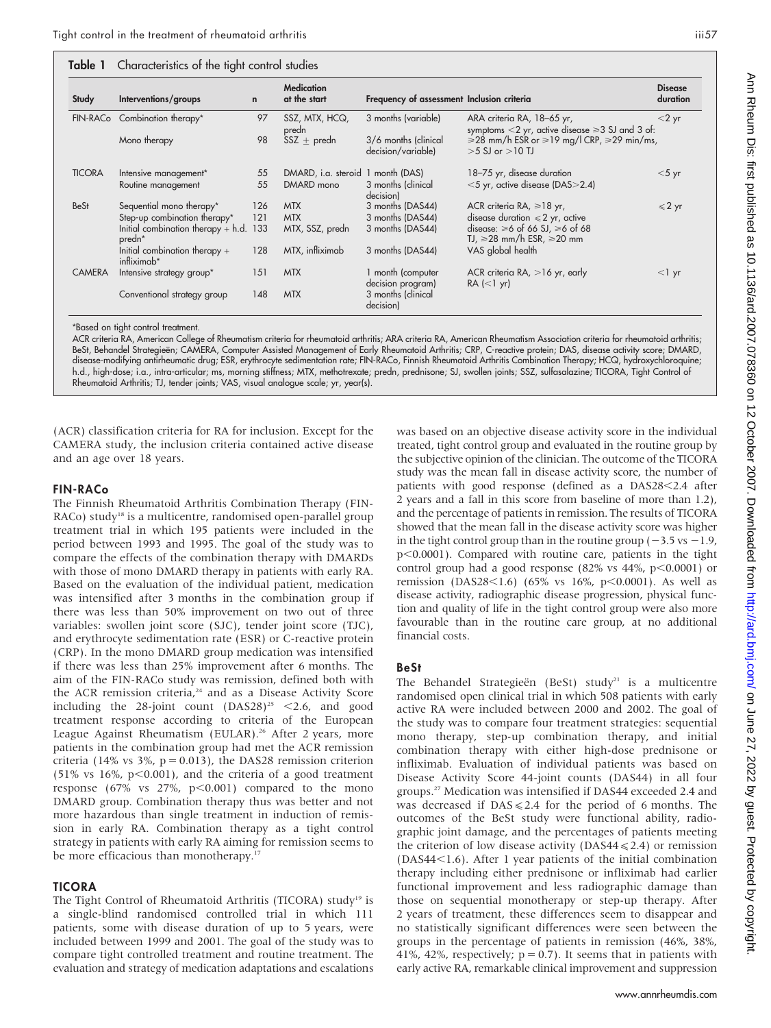**Table 1** Characteristics of the tight control studies

| Study | Interventions/groups | n | Medication at the start | Frequency of assessment | Inclusion criteria | Disease duration |
|---|---|---|---|---|---|---|
| FIN-RACo | Combination therapy* | 97 | SSZ, MTX, HCQ, predn | 3 months (variable) | ARA criteria RA, 18–65 yr, symptoms <2 yr, active disease ≥3 SJ and 3 of: ≥28 mm/h ESR or ≥19 mg/l CRP, ≥29 min/ms, >5 SJ or >10 TJ | <2 yr |
| | Mono therapy | 98 | SSZ ± predn | 3/6 months (clinical decision/variable) | | |
| TICORA | Intensive management* | 55 | DMARD, i.a. steroid | 1 month (DAS) | 18–75 yr, disease duration <5 yr, active disease (DAS>2.4) | <5 yr |
| | Routine management | 55 | DMARD mono | 3 months (clinical decision) | | |
| BeSt | Sequential mono therapy* | 126 | MTX | 3 months (DAS44) | ACR criteria RA, ≥18 yr, disease duration ≤2 yr, active disease: ≥6 of 66 SJ, ≥6 of 68 TJ, ≥28 mm/h ESR, ≥20 mm VAS global health | ≤2 yr |
| | Step-up combination therapy* | 121 | MTX | 3 months (DAS44) | | |
| | Initial combination therapy + h.d. predn* | 133 | MTX, SSZ, predn | 3 months (DAS44) | | |
| | Initial combination therapy + infliximab* | 128 | MTX, infliximab | 3 months (DAS44) | | |
| CAMERA | Intensive strategy group* | 151 | MTX | 1 month (computer decision program) | ACR criteria RA, >16 yr, early RA (<1 yr) | <1 yr |
| | Conventional strategy group | 148 | MTX | 3 months (clinical decision) | | |

*Based on tight control treatment.

ACR criteria RA, American College of Rheumatism criteria for rheumatoid arthritis; ARA criteria RA, American Rheumatism Association criteria for rheumatoid arthritis; BeSt, Behandel Strategieën; CAMERA, Computer Assisted Management of Early Rheumatoid Arthritis; CRP, C-reactive protein; DAS, disease activity score; DMARD, disease-modifying antirheumatic drug; ESR, erythrocyte sedimentation rate; FIN-RACo, Finnish Rheumatoid Arthritis Combination Therapy; HCQ, hydroxychloroquine; h.d., high-dose; i.a., intra-articular; ms, morning stiffness; MTX, methotrexate; predn, prednisone; SJ, swollen joints; SSZ, sulfasalazine; TICORA, Tight Control of Rheumatoid Arthritis; TJ, tender joints; VAS, visual analogue scale; yr, year(s).

(ACR) classification criteria for RA for inclusion. Except for the CAMERA study, the inclusion criteria contained active disease and an age over 18 years.

## FIN-RACo

The Finnish Rheumatoid Arthritis Combination Therapy (FIN-RACo) study[18] is a multicentre, randomised open-parallel group treatment trial in which 195 patients were included in the period between 1993 and 1995. The goal of the study was to compare the effects of the combination therapy with DMARDs with those of mono DMARD therapy in patients with early RA. Based on the evaluation of the individual patient, medication was intensified after 3 months in the combination group if there was less than 50% improvement on two out of three variables: swollen joint score (SJC), tender joint score (TJC), and erythrocyte sedimentation rate (ESR) or C-reactive protein (CRP). In the mono DMARD group medication was intensified if there was less than 25% improvement after 6 months. The aim of the FIN-RACo study was remission, defined both with the ACR remission criteria,[24] and as a Disease Activity Score including the 28-joint count (DAS28)[25] <2.6, and good treatment response according to criteria of the European League Against Rheumatism (EULAR).[26] After 2 years, more patients in the combination group had met the ACR remission criteria (14% vs 3%, $p = 0.013$), the DAS28 remission criterion (51% vs 16%, $p<0.001$), and the criteria of a good treatment response (67% vs 27%, $p<0.001$) compared to the mono DMARD group. Combination therapy thus was better and not more hazardous than single treatment in induction of remission in early RA. Combination therapy as a tight control strategy in patients with early RA aiming for remission seems to be more efficacious than monotherapy.[17]

## TICORA

The Tight Control of Rheumatoid Arthritis (TICORA) study[19] is a single-blind randomised controlled trial in which 111 patients, some with disease duration of up to 5 years, were included between 1999 and 2001. The goal of the study was to compare tight controlled treatment and routine treatment. The evaluation and strategy of medication adaptations and escalations was based on an objective disease activity score in the individual treated, tight control group and evaluated in the routine group by the subjective opinion of the clinician. The outcome of the TICORA study was the mean fall in disease activity score, the number of patients with good response (defined as a DAS28<2.4 after 2 years and a fall in this score from baseline of more than 1.2), and the percentage of patients in remission. The results of TICORA showed that the mean fall in the disease activity score was higher in the tight control group than in the routine group (−3.5 vs −1.9, $p<0.0001$). Compared with routine care, patients in the tight control group had a good response (82% vs 44%, $p<0.0001$) or remission (DAS28<1.6) (65% vs 16%, $p<0.0001$). As well as disease activity, radiographic disease progression, physical function and quality of life in the tight control group were also more favourable than in the routine care group, at no additional financial costs.

## BeSt

The Behandel Strategieën (BeSt) study[21] is a multicentre randomised open clinical trial in which 508 patients with early active RA were included between 2000 and 2002. The goal of the study was to compare four treatment strategies: sequential mono therapy, step-up combination therapy, and initial combination therapy with either high-dose prednisone or infliximab. Evaluation of individual patients was based on Disease Activity Score 44-joint counts (DAS44) in all four groups.[27] Medication was intensified if DAS44 exceeded 2.4 and was decreased if DAS ≤ 2.4 for the period of 6 months. The outcomes of the BeSt study were functional ability, radiographic joint damage, and the percentages of patients meeting the criterion of low disease activity (DAS44 ≤ 2.4) or remission (DAS44<1.6). After 1 year patients of the initial combination therapy including either prednisone or infliximab had earlier functional improvement and less radiographic damage than those on sequential monotherapy or step-up therapy. After 2 years of treatment, these differences seem to disappear and no statistically significant differences were seen between the groups in the percentage of patients in remission (46%, 38%, 41%, 42%, respectively; $p = 0.7$). It seems that in patients with early active RA, remarkable clinical improvement and suppression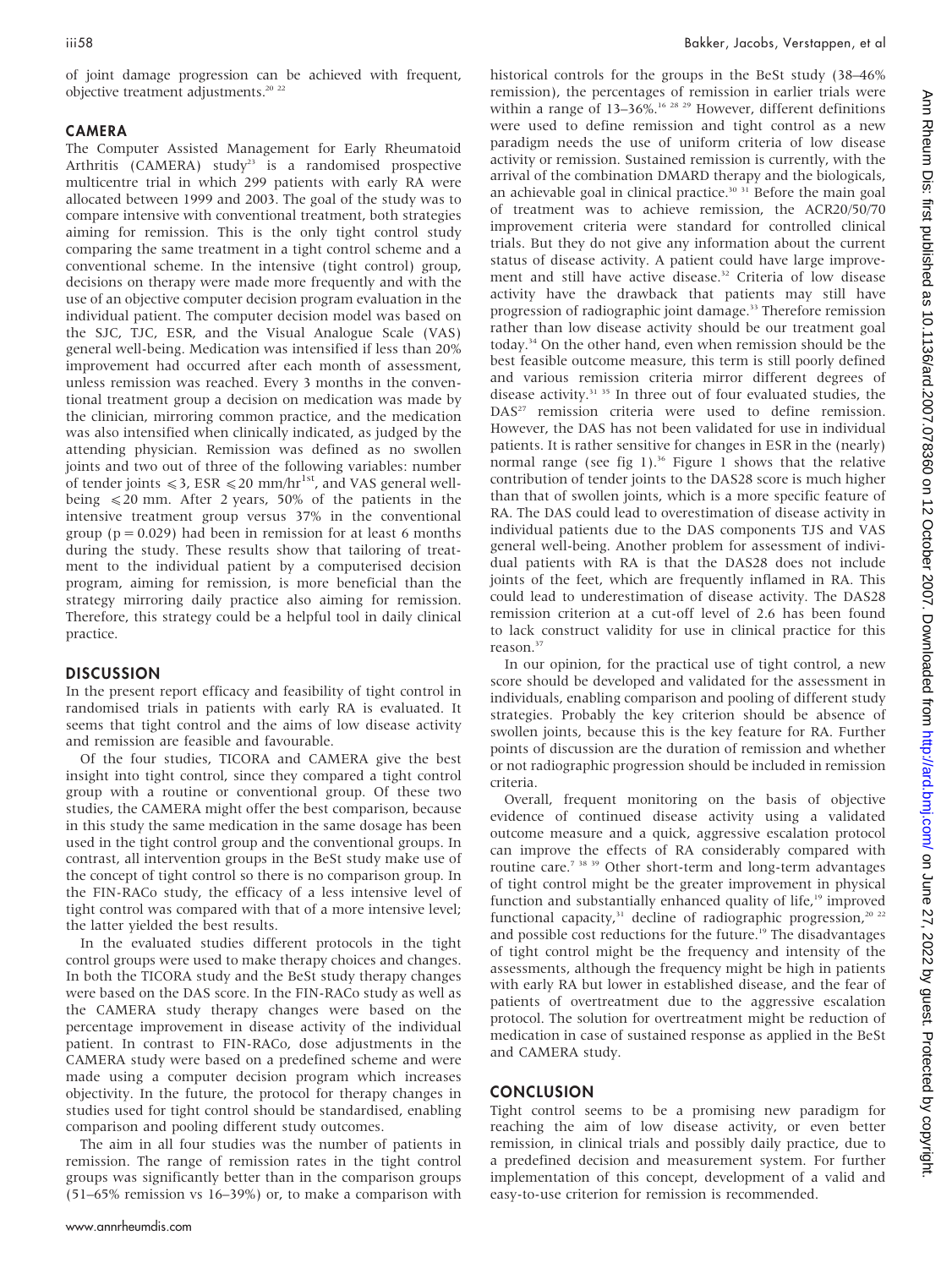of joint damage progression can be achieved with frequent, objective treatment adjustments.[20 22]

## CAMERA

The Computer Assisted Management for Early Rheumatoid Arthritis (CAMERA) study[23] is a randomised prospective multicentre trial in which 299 patients with early RA were allocated between 1999 and 2003. The goal of the study was to compare intensive with conventional treatment, both strategies aiming for remission. This is the only tight control study comparing the same treatment in a tight control scheme and a conventional scheme. In the intensive (tight control) group, decisions on therapy were made more frequently and with the use of an objective computer decision program evaluation in the individual patient. The computer decision model was based on the SJC, TJC, ESR, and the Visual Analogue Scale (VAS) general well-being. Medication was intensified if less than 20% improvement had occurred after each month of assessment, unless remission was reached. Every 3 months in the conventional treatment group a decision on medication was made by the clinician, mirroring common practice, and the medication was also intensified when clinically indicated, as judged by the attending physician. Remission was defined as no swollen joints and two out of three of the following variables: number of tender joints $\leqslant 3$, ESR $\leqslant 20$ mm/hr[1st], and VAS general well-being $\leqslant 20$ mm. After 2 years, 50% of the patients in the intensive treatment group versus 37% in the conventional group ($p = 0.029$) had been in remission for at least 6 months during the study. These results show that tailoring of treatment to the individual patient by a computerised decision program, aiming for remission, is more beneficial than the strategy mirroring daily practice also aiming for remission. Therefore, this strategy could be a helpful tool in daily clinical practice.

## DISCUSSION

In the present report efficacy and feasibility of tight control in randomised trials in patients with early RA is evaluated. It seems that tight control and the aims of low disease activity and remission are feasible and favourable.

Of the four studies, TICORA and CAMERA give the best insight into tight control, since they compared a tight control group with a routine or conventional group. Of these two studies, the CAMERA might offer the best comparison, because in this study the same medication in the same dosage has been used in the tight control group and the conventional groups. In contrast, all intervention groups in the BeSt study make use of the concept of tight control so there is no comparison group. In the FIN-RACo study, the efficacy of a less intensive level of tight control was compared with that of a more intensive level; the latter yielded the best results.

In the evaluated studies different protocols in the tight control groups were used to make therapy choices and changes. In both the TICORA study and the BeSt study therapy changes were based on the DAS score. In the FIN-RACo study as well as the CAMERA study therapy changes were based on the percentage improvement in disease activity of the individual patient. In contrast to FIN-RACo, dose adjustments in the CAMERA study were based on a predefined scheme and were made using a computer decision program which increases objectivity. In the future, the protocol for therapy changes in studies used for tight control should be standardised, enabling comparison and pooling different study outcomes.

The aim in all four studies was the number of patients in remission. The range of remission rates in the tight control groups was significantly better than in the comparison groups (51–65% remission vs 16–39%) or, to make a comparison with historical controls for the groups in the BeSt study (38–46% remission), the percentages of remission in earlier trials were within a range of 13–36%.[16 28 29] However, different definitions were used to define remission and tight control as a new paradigm needs the use of uniform criteria of low disease activity or remission. Sustained remission is currently, with the arrival of the combination DMARD therapy and the biologicals, an achievable goal in clinical practice.[30 31] Before the main goal of treatment was to achieve remission, the ACR20/50/70 improvement criteria were standard for controlled clinical trials. But they do not give any information about the current status of disease activity. A patient could have large improvement and still have active disease.[32] Criteria of low disease activity have the drawback that patients may still have progression of radiographic joint damage.[33] Therefore remission rather than low disease activity should be our treatment goal today.[34] On the other hand, even when remission should be the best feasible outcome measure, this term is still poorly defined and various remission criteria mirror different degrees of disease activity.[31 35] In three out of four evaluated studies, the DAS[27] remission criteria were used to define remission. However, the DAS has not been validated for use in individual patients. It is rather sensitive for changes in ESR in the (nearly) normal range (see fig 1).[36] Figure 1 shows that the relative contribution of tender joints to the DAS28 score is much higher than that of swollen joints, which is a more specific feature of RA. The DAS could lead to overestimation of disease activity in individual patients due to the DAS components TJS and VAS general well-being. Another problem for assessment of individual patients with RA is that the DAS28 does not include joints of the feet, which are frequently inflamed in RA. This could lead to underestimation of disease activity. The DAS28 remission criterion at a cut-off level of 2.6 has been found to lack construct validity for use in clinical practice for this reason.[37]

In our opinion, for the practical use of tight control, a new score should be developed and validated for the assessment in individuals, enabling comparison and pooling of different study strategies. Probably the key criterion should be absence of swollen joints, because this is the key feature for RA. Further points of discussion are the duration of remission and whether or not radiographic progression should be included in remission criteria.

Overall, frequent monitoring on the basis of objective evidence of continued disease activity using a validated outcome measure and a quick, aggressive escalation protocol can improve the effects of RA considerably compared with routine care.[7 38 39] Other short-term and long-term advantages of tight control might be the greater improvement in physical function and substantially enhanced quality of life,[19] improved functional capacity,[31] decline of radiographic progression,[20 22] and possible cost reductions for the future.[19] The disadvantages of tight control might be the frequency and intensity of the assessments, although the frequency might be high in patients with early RA but lower in established disease, and the fear of patients of overtreatment due to the aggressive escalation protocol. The solution for overtreatment might be reduction of medication in case of sustained response as applied in the BeSt and CAMERA study.

## CONCLUSION

Tight control seems to be a promising new paradigm for reaching the aim of low disease activity, or even better remission, in clinical trials and possibly daily practice, due to a predefined decision and measurement system. For further implementation of this concept, development of a valid and easy-to-use criterion for remission is recommended.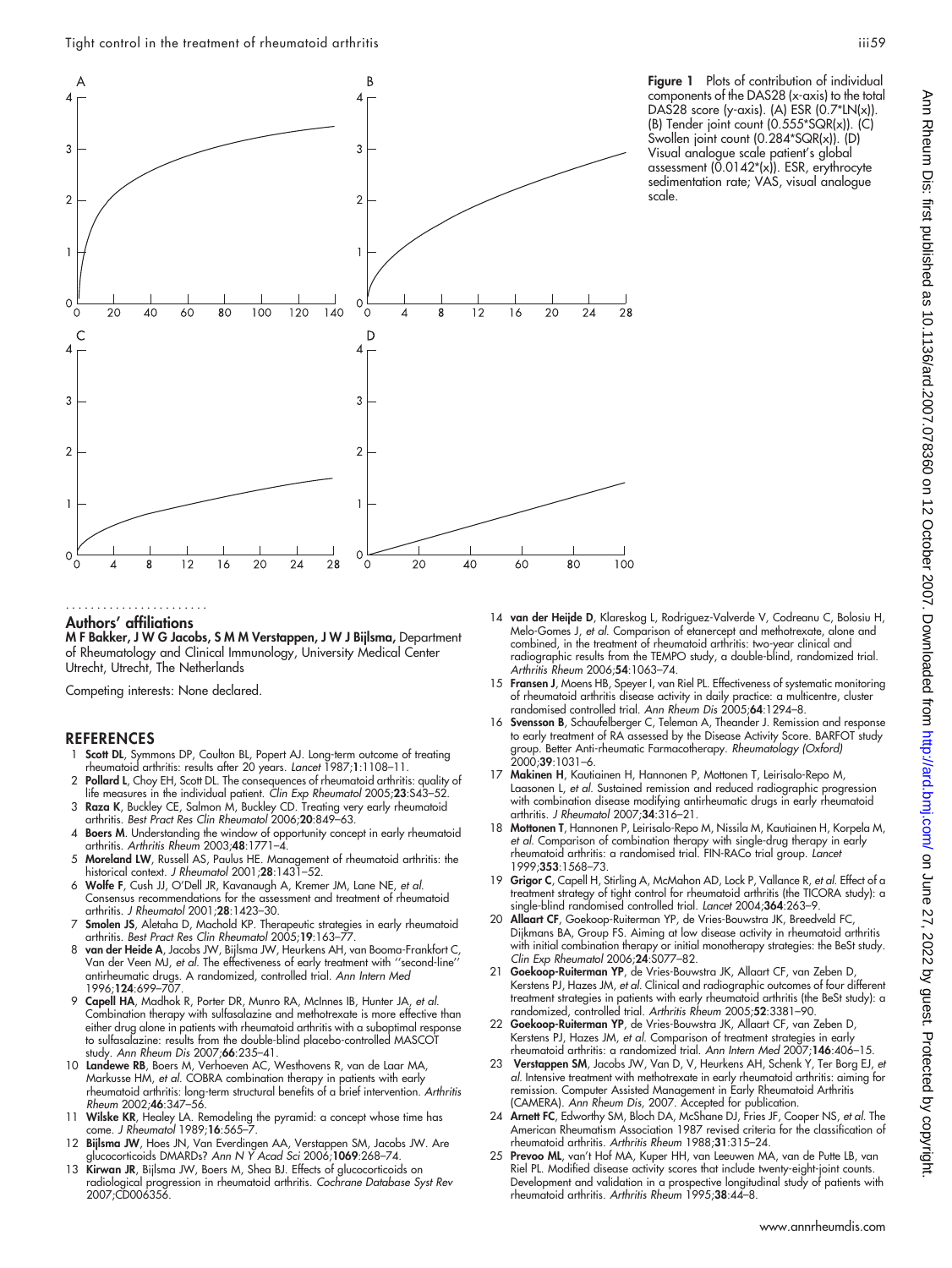Figure 1 Plots of contribution of individual components of the DAS28 (x-axis) to the total DAS28 score (y-axis). (A) ESR (0.7*LN(x)). (B) Tender joint count (0.555*SQR(x)). (C) Swollen joint count (0.284*SQR(x)). (D) Visual analogue scale patient's global assessment (0.0142*(x)). ESR, erythrocyte sedimentation rate; VAS, visual analogue scale.

## Authors' affiliations

**M F Bakker, J W G Jacobs, S M M Verstappen, J W J Bijlsma,** Department of Rheumatology and Clinical Immunology, University Medical Center Utrecht, Utrecht, The Netherlands

Competing interests: None declared.

## REFERENCES

1. **Scott DL**, Symmons DP, Coulton BL, Popert AJ. Long-term outcome of treating rheumatoid arthritis: results after 20 years. *Lancet* 1987;**1**:1108–11.
2. **Pollard L**, Choy EH, Scott DL. The consequences of rheumatoid arthritis: quality of life measures in the individual patient. *Clin Exp Rheumatol* 2005;**23**:S43–52.
3. **Raza K**, Buckley CE, Salmon M, Buckley CD. Treating very early rheumatoid arthritis. *Best Pract Res Clin Rheumatol* 2006;**20**:849–63.
4. **Boers M**. Understanding the window of opportunity concept in early rheumatoid arthritis. *Arthritis Rheum* 2003;**48**:1771–4.
5. **Moreland LW**, Russell AS, Paulus HE. Management of rheumatoid arthritis: the historical context. *J Rheumatol* 2001;**28**:1431–52.
6. **Wolfe F**, Cush JJ, O'Dell JR, Kavanaugh A, Kremer JM, Lane NE, *et al*. Consensus recommendations for the assessment and treatment of rheumatoid arthritis. *J Rheumatol* 2001;**28**:1423–30.
7. **Smolen JS**, Aletaha D, Machold KP. Therapeutic strategies in early rheumatoid arthritis. *Best Pract Res Clin Rheumatol* 2005;**19**:163–77.
8. **van der Heide A**, Jacobs JW, Bijlsma JW, Heurkens AH, van Booma-Frankfort C, Van der Veen MJ, *et al*. The effectiveness of early treatment with ''second-line'' antirheumatic drugs. A randomized, controlled trial. *Ann Intern Med* 1996;**124**:699–707.
9. **Capell HA**, Madhok R, Porter DR, Munro RA, McInnes IB, Hunter JA, *et al*. Combination therapy with sulfasalazine and methotrexate is more effective than either drug alone in patients with rheumatoid arthritis with a suboptimal response to sulfasalazine: results from the double-blind placebo-controlled MASCOT study. *Ann Rheum Dis* 2007;**66**:235–41.
10. **Landewe RB**, Boers M, Verhoeven AC, Westhovens R, van de Laar MA, Markusse HM, *et al*. COBRA combination therapy in patients with early rheumatoid arthritis: long-term structural benefits of a brief intervention. *Arthritis Rheum* 2002;**46**:347–56.
11. **Wilske KR**, Healey LA. Remodeling the pyramid: a concept whose time has come. *J Rheumatol* 1989;**16**:565–7.
12. **Bijlsma JW**, Hoes JN, Van Everdingen AA, Verstappen SM, Jacobs JW. Are glucocorticoids DMARDs? *Ann N Y Acad Sci* 2006;**1069**:268–74.
13. **Kirwan JR**, Bijlsma JW, Boers M, Shea BJ. Effects of glucocorticoids on radiological progression in rheumatoid arthritis. *Cochrane Database Syst Rev* 2007;CD006356.
14. **van der Heijde D**, Klareskog L, Rodriguez-Valverde V, Codreanu C, Bolosiu H, Melo-Gomes J, *et al*. Comparison of etanercept and methotrexate, alone and combined, in the treatment of rheumatoid arthritis: two-year clinical and radiographic results from the TEMPO study, a double-blind, randomized trial. *Arthritis Rheum* 2006;**54**:1063–74.
15. **Fransen J**, Moens HB, Speyer I, van Riel PL. Effectiveness of systematic monitoring of rheumatoid arthritis disease activity in daily practice: a multicentre, cluster randomised controlled trial. *Ann Rheum Dis* 2005;**64**:1294–8.
16. **Svensson B**, Schaufelberger C, Teleman A, Theander J. Remission and response to early treatment of RA assessed by the Disease Activity Score. BARFOT study group. Better Anti-rheumatic Farmacotherapy. *Rheumatology (Oxford)* 2000;**39**:1031–6.
17. **Makinen H**, Kautiainen H, Hannonen P, Mottonen T, Leirisalo-Repo M, Laasonen L, *et al*. Sustained remission and reduced radiographic progression with combination disease modifying antirheumatic drugs in early rheumatoid arthritis. *J Rheumatol* 2007;**34**:316–21.
18. **Mottonen T**, Hannonen P, Leirisalo-Repo M, Nissila M, Kautiainen H, Korpela M, *et al*. Comparison of combination therapy with single-drug therapy in early rheumatoid arthritis: a randomised trial. FIN-RACo trial group. *Lancet* 1999;**353**:1568–73.
19. **Grigor C**, Capell H, Stirling A, McMahon AD, Lock P, Vallance R, *et al*. Effect of a treatment strategy of tight control for rheumatoid arthritis (the TICORA study): a single-blind randomised controlled trial. *Lancet* 2004;**364**:263–9.
20. **Allaart CF**, Goekoop-Ruiterman YP, de Vries-Bouwstra JK, Breedveld FC, Dijkmans BA, Group FS. Aiming at low disease activity in rheumatoid arthritis with initial combination therapy or initial monotherapy strategies: the BeSt study. *Clin Exp Rheumatol* 2006;**24**:S077–82.
21. **Goekoop-Ruiterman YP**, de Vries-Bouwstra JK, Allaart CF, van Zeben D, Kerstens PJ, Hazes JM, *et al*. Clinical and radiographic outcomes of four different treatment strategies in patients with early rheumatoid arthritis (the BeSt study): a randomized, controlled trial. *Arthritis Rheum* 2005;**52**:3381–90.
22. **Goekoop-Ruiterman YP**, de Vries-Bouwstra JK, Allaart CF, van Zeben D, Kerstens PJ, Hazes JM, *et al*. Comparison of treatment strategies in early rheumatoid arthritis: a randomized trial. *Ann Intern Med* 2007;**146**:406–15.
23. **Verstappen SM**, Jacobs JW, Van D, V, Heurkens AH, Schenk Y, Ter Borg EJ, *et al*. Intensive treatment with methotrexate in early rheumatoid arthritis: aiming for remission. Computer Assisted Management in Early Rheumatoid Arthritis (CAMERA). *Ann Rheum Dis*, 2007. Accepted for publication.
24. **Arnett FC**, Edworthy SM, Bloch DA, McShane DJ, Fries JF, Cooper NS, *et al*. The American Rheumatism Association 1987 revised criteria for the classification of rheumatoid arthritis. *Arthritis Rheum* 1988;**31**:315–24.
25. **Prevoo ML**, van't Hof MA, Kuper HH, van Leeuwen MA, van de Putte LB, van Riel PL. Modified disease activity scores that include twenty-eight-joint counts. Development and validation in a prospective longitudinal study of patients with rheumatoid arthritis. *Arthritis Rheum* 1995;**38**:44–8.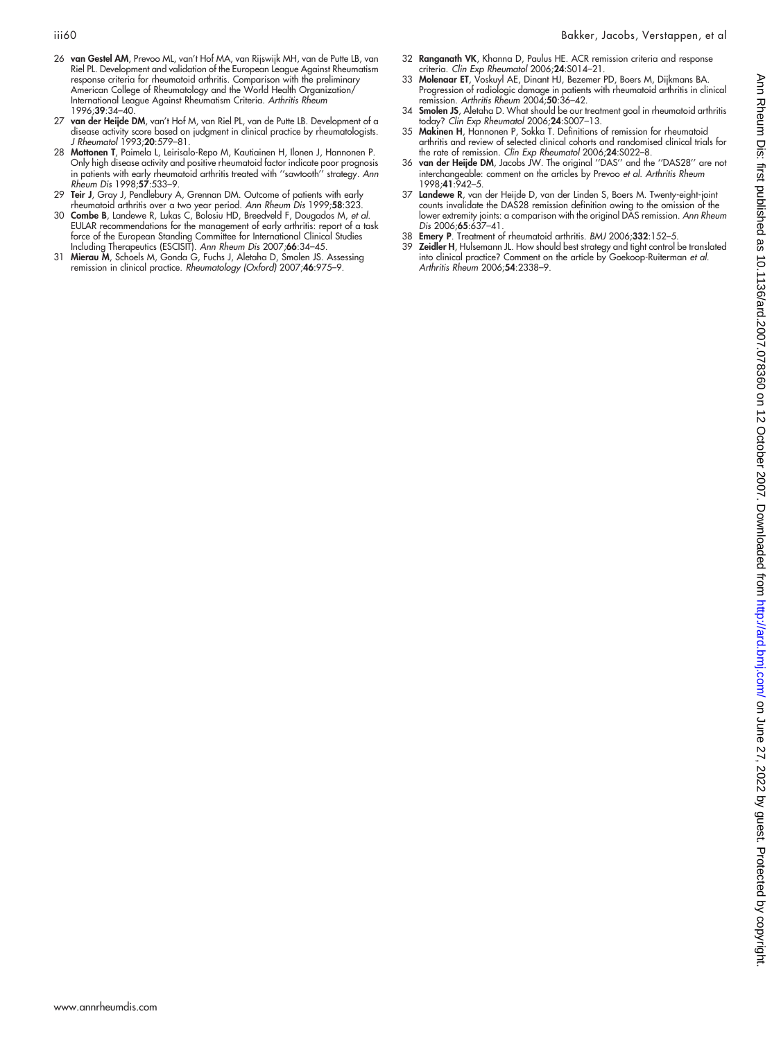26 **van Gestel AM**, Prevoo ML, van't Hof MA, van Rijswijk MH, van de Putte LB, van Riel PL. Development and validation of the European League Against Rheumatism response criteria for rheumatoid arthritis. Comparison with the preliminary American College of Rheumatology and the World Health Organization/International League Against Rheumatism Criteria. *Arthritis Rheum* 1996;**39**:34–40.

27 **van der Heijde DM**, van't Hof M, van Riel PL, van de Putte LB. Development of a disease activity score based on judgment in clinical practice by rheumatologists. *J Rheumatol* 1993;**20**:579–81.

28 **Mottonen T**, Paimela L, Leirisalo-Repo M, Kautiainen H, Ilonen J, Hannonen P. Only high disease activity and positive rheumatoid factor indicate poor prognosis in patients with early rheumatoid arthritis treated with ''sawtooth'' strategy. *Ann Rheum Dis* 1998;**57**:533–9.

29 **Teir J**, Gray J, Pendlebury A, Grennan DM. Outcome of patients with early rheumatoid arthritis over a two year period. *Ann Rheum Dis* 1999;**58**:323.

30 **Combe B**, Landewe R, Lukas C, Bolosiu HD, Breedveld F, Dougados M, *et al.* EULAR recommendations for the management of early arthritis: report of a task force of the European Standing Committee for International Clinical Studies Including Therapeutics (ESCISIT). *Ann Rheum Dis* 2007;**66**:34–45.

31 **Mierau M**, Schoels M, Gonda G, Fuchs J, Aletaha D, Smolen JS. Assessing remission in clinical practice. *Rheumatology (Oxford)* 2007;**46**:975–9.

32 **Ranganath VK**, Khanna D, Paulus HE. ACR remission criteria and response criteria. *Clin Exp Rheumatol* 2006;**24**:S014–21.

33 **Molenaar ET**, Voskuyl AE, Dinant HJ, Bezemer PD, Boers M, Dijkmans BA. Progression of radiologic damage in patients with rheumatoid arthritis in clinical remission. *Arthritis Rheum* 2004;**50**:36–42.

34 **Smolen JS**, Aletaha D. What should be our treatment goal in rheumatoid arthritis today? *Clin Exp Rheumatol* 2006;**24**:S007–13.

35 **Makinen H**, Hannonen P, Sokka T. Definitions of remission for rheumatoid arthritis and review of selected clinical cohorts and randomised clinical trials for the rate of remission. *Clin Exp Rheumatol* 2006;**24**:S022–8.

36 **van der Heijde DM**, Jacobs JW. The original ''DAS'' and the ''DAS28'' are not interchangeable: comment on the articles by Prevoo *et al. Arthritis Rheum* 1998;**41**:942–5.

37 **Landewe R**, van der Heijde D, van der Linden S, Boers M. Twenty-eight-joint counts invalidate the DAS28 remission definition owing to the omission of the lower extremity joints: a comparison with the original DAS remission. *Ann Rheum Dis* 2006;**65**:637–41.

38 **Emery P**. Treatment of rheumatoid arthritis. *BMJ* 2006;**332**:152–5.

39 **Zeidler H**, Hulsemann JL. How should best strategy and tight control be translated into clinical practice? Comment on the article by Goekoop-Ruiterman *et al. Arthritis Rheum* 2006;**54**:2338–9.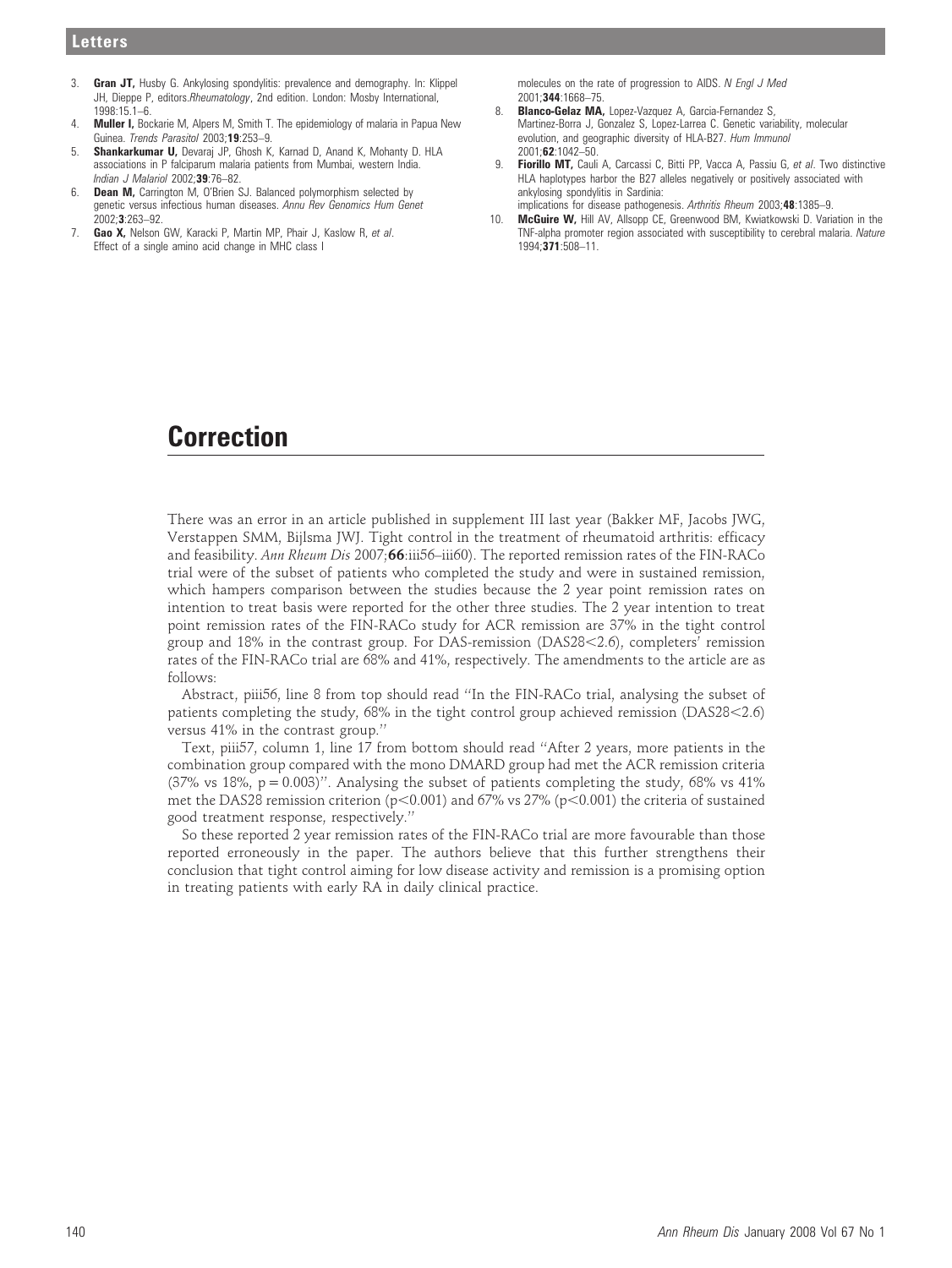3. **Gran JT,** Husby G. Ankylosing spondylitis: prevalence and demography. In: Klippel JH, Dieppe P, editors.*Rheumatology*, 2nd edition. London: Mosby International, 1998:15.1–6.
4. **Muller I,** Bockarie M, Alpers M, Smith T. The epidemiology of malaria in Papua New Guinea. *Trends Parasitol* 2003;**19**:253–9.
5. **Shankarkumar U,** Devaraj JP, Ghosh K, Karnad D, Anand K, Mohanty D. HLA associations in P falciparum malaria patients from Mumbai, western India. *Indian J Malariol* 2002;**39**:76–82.
6. **Dean M,** Carrington M, O'Brien SJ. Balanced polymorphism selected by genetic versus infectious human diseases. *Annu Rev Genomics Hum Genet* 2002;**3**:263–92.
7. **Gao X,** Nelson GW, Karacki P, Martin MP, Phair J, Kaslow R, *et al*. Effect of a single amino acid change in MHC class I molecules on the rate of progression to AIDS. *N Engl J Med* 2001;**344**:1668–75.
8. **Blanco-Gelaz MA,** Lopez-Vazquez A, Garcia-Fernandez S, Martinez-Borra J, Gonzalez S, Lopez-Larrea C. Genetic variability, molecular evolution, and geographic diversity of HLA-B27. *Hum Immunol* 2001;**62**:1042–50.
9. **Fiorillo MT,** Cauli A, Carcassi C, Bitti PP, Vacca A, Passiu G, *et al*. Two distinctive HLA haplotypes harbor the B27 alleles negatively or positively associated with ankylosing spondylitis in Sardinia: implications for disease pathogenesis. *Arthritis Rheum* 2003;**48**:1385–9.
10. **McGuire W,** Hill AV, Allsopp CE, Greenwood BM, Kwiatkowski D. Variation in the TNF-alpha promoter region associated with susceptibility to cerebral malaria. *Nature* 1994;**371**:508–11.

# Correction

There was an error in an article published in supplement III last year (Bakker MF, Jacobs JWG, Verstappen SMM, Bijlsma JWJ. Tight control in the treatment of rheumatoid arthritis: efficacy and feasibility. *Ann Rheum Dis* 2007;**66**:iii56–iii60). The reported remission rates of the FIN-RACo trial were of the subset of patients who completed the study and were in sustained remission, which hampers comparison between the studies because the 2 year point remission rates on intention to treat basis were reported for the other three studies. The 2 year intention to treat point remission rates of the FIN-RACo study for ACR remission are 37% in the tight control group and 18% in the contrast group. For DAS-remission (DAS28<2.6), completers' remission rates of the FIN-RACo trial are 68% and 41%, respectively. The amendments to the article are as follows:

Abstract, piii56, line 8 from top should read "In the FIN-RACo trial, analysing the subset of patients completing the study, 68% in the tight control group achieved remission (DAS28<2.6) versus 41% in the contrast group."

Text, piii57, column 1, line 17 from bottom should read "After 2 years, more patients in the combination group compared with the mono DMARD group had met the ACR remission criteria (37% vs 18%, $p = 0.003$)". Analysing the subset of patients completing the study, 68% vs 41% met the DAS28 remission criterion ($p<0.001$) and 67% vs 27% ($p<0.001$) the criteria of sustained good treatment response, respectively."

So these reported 2 year remission rates of the FIN-RACo trial are more favourable than those reported erroneously in the paper. The authors believe that this further strengthens their conclusion that tight control aiming for low disease activity and remission is a promising option in treating patients with early RA in daily clinical practice.